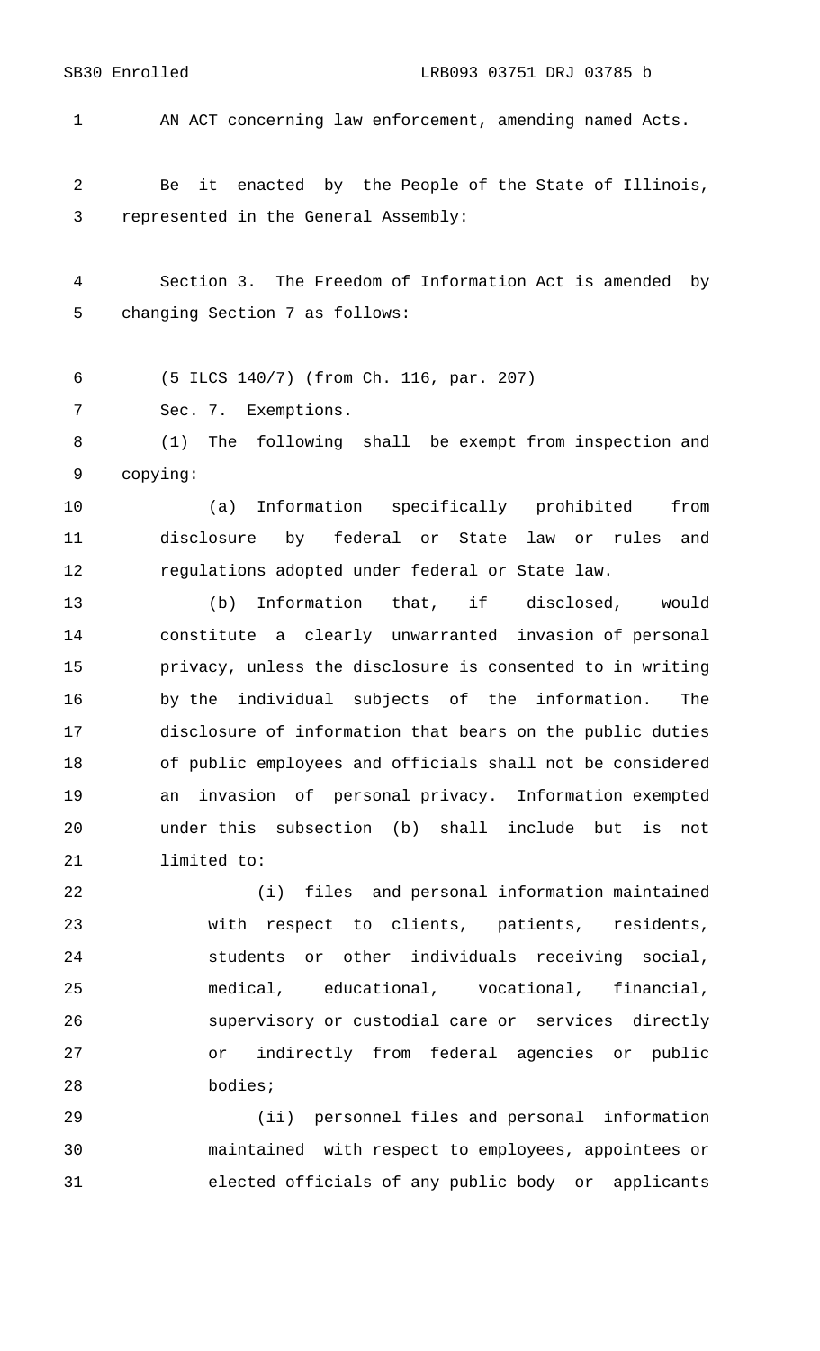AN ACT concerning law enforcement, amending named Acts.

Be it enacted by the People of the State of Illinois, represented in the General Assembly:

Section 3. The Freedom of Information Act is amended by changing Section 7 as follows:

(5 ILCS 140/7) (from Ch. 116, par. 207)

Sec. 7. Exemptions.

(1) The following shall be exempt from inspection and copying:

(a) Information specifically prohibited from disclosure by federal or State law or rules and regulations adopted under federal or State law.

(b) Information that, if disclosed, would constitute a clearly unwarranted invasion of personal privacy, unless the disclosure is consented to in writing by the individual subjects of the information. The disclosure of information that bears on the public duties of public employees and officials shall not be considered an invasion of personal privacy. Information exempted under this subsection (b) shall include but is not limited to:

(i) files and personal information maintained with respect to clients, patients, residents, students or other individuals receiving social, medical, educational, vocational, financial, supervisory or custodial care or services directly or indirectly from federal agencies or public bodies;

(ii) personnel files and personal information maintained with respect to employees, appointees or elected officials of any public body or applicants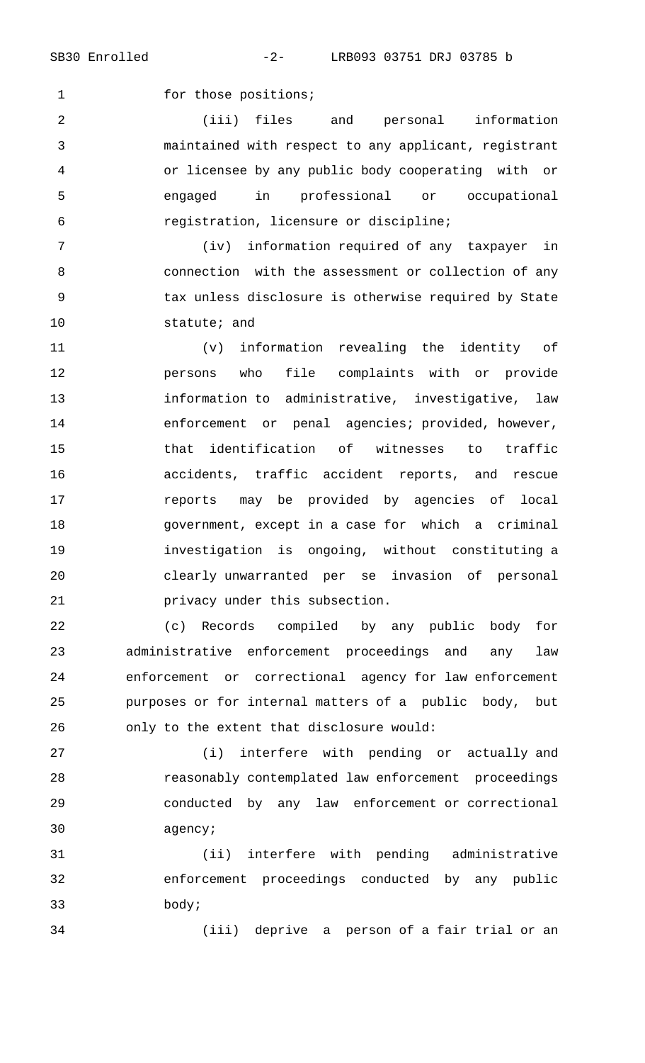for those positions;

(iii) files and personal information maintained with respect to any applicant, registrant or licensee by any public body cooperating with or engaged in professional or occupational registration, licensure or discipline;

(iv) information required of any taxpayer in connection with the assessment or collection of any tax unless disclosure is otherwise required by State statute; and

(v) information revealing the identity of persons who file complaints with or provide information to administrative, investigative, law enforcement or penal agencies; provided, however, that identification of witnesses to traffic accidents, traffic accident reports, and rescue reports may be provided by agencies of local government, except in a case for which a criminal investigation is ongoing, without constituting a clearly unwarranted per se invasion of personal privacy under this subsection.

(c) Records compiled by any public body for administrative enforcement proceedings and any law enforcement or correctional agency for law enforcement purposes or for internal matters of a public body, but only to the extent that disclosure would:

(i) interfere with pending or actually and reasonably contemplated law enforcement proceedings conducted by any law enforcement or correctional agency;

(ii) interfere with pending administrative enforcement proceedings conducted by any public body;

(iii) deprive a person of a fair trial or an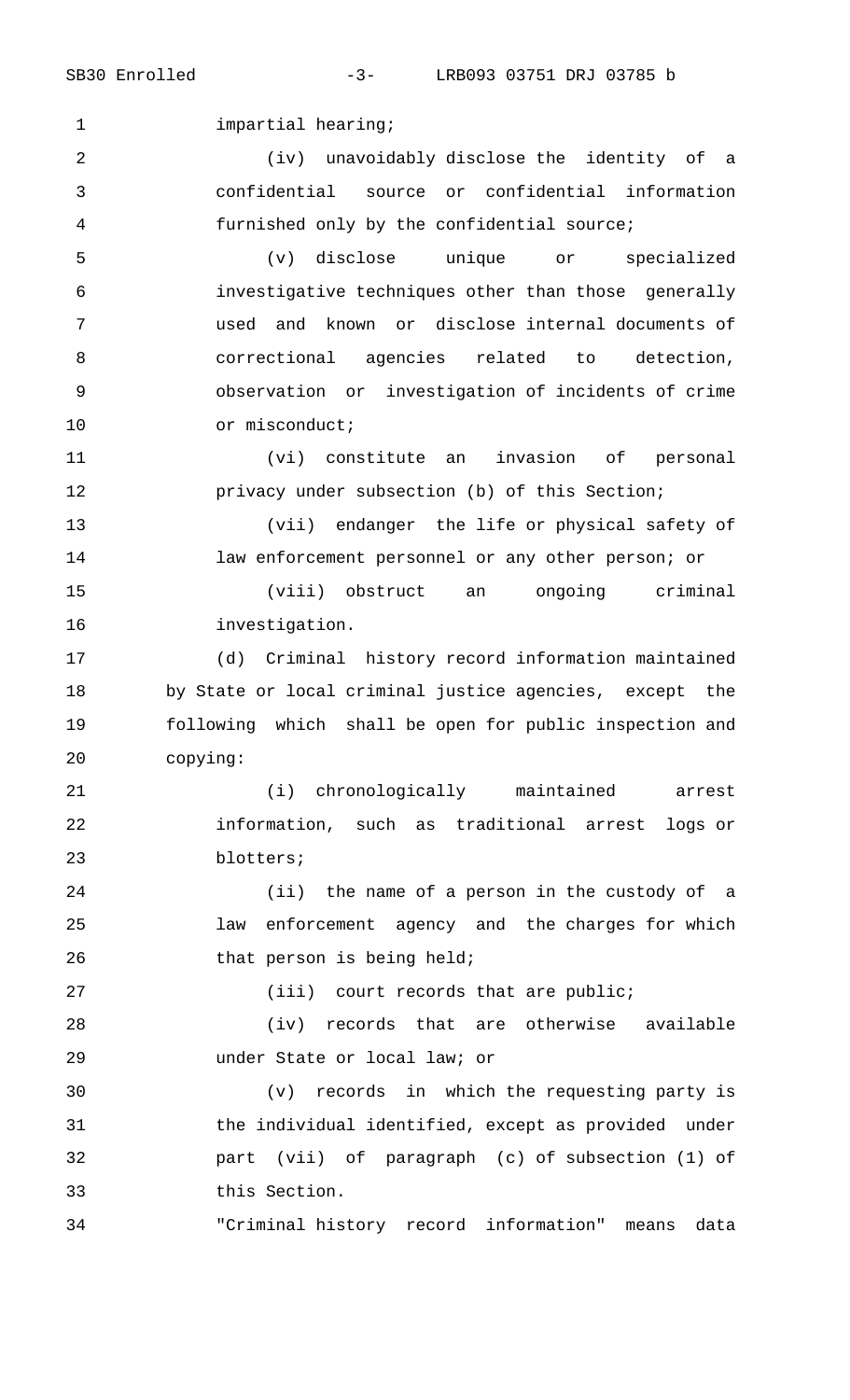impartial hearing;

(iv) unavoidably disclose the identity of a confidential source or confidential information furnished only by the confidential source;

(v) disclose unique or specialized investigative techniques other than those generally used and known or disclose internal documents of correctional agencies related to detection, observation or investigation of incidents of crime or misconduct;

(vi) constitute an invasion of personal privacy under subsection (b) of this Section;

(vii) endanger the life or physical safety of law enforcement personnel or any other person; or

(viii) obstruct an ongoing criminal investigation.

(d) Criminal history record information maintained by State or local criminal justice agencies, except the following which shall be open for public inspection and copying:

(i) chronologically maintained arrest information, such as traditional arrest logs or blotters;

(ii) the name of a person in the custody of a law enforcement agency and the charges for which that person is being held;

(iii) court records that are public;

(iv) records that are otherwise available under State or local law; or

(v) records in which the requesting party is the individual identified, except as provided under part (vii) of paragraph (c) of subsection (1) of this Section.

"Criminal history record information" means data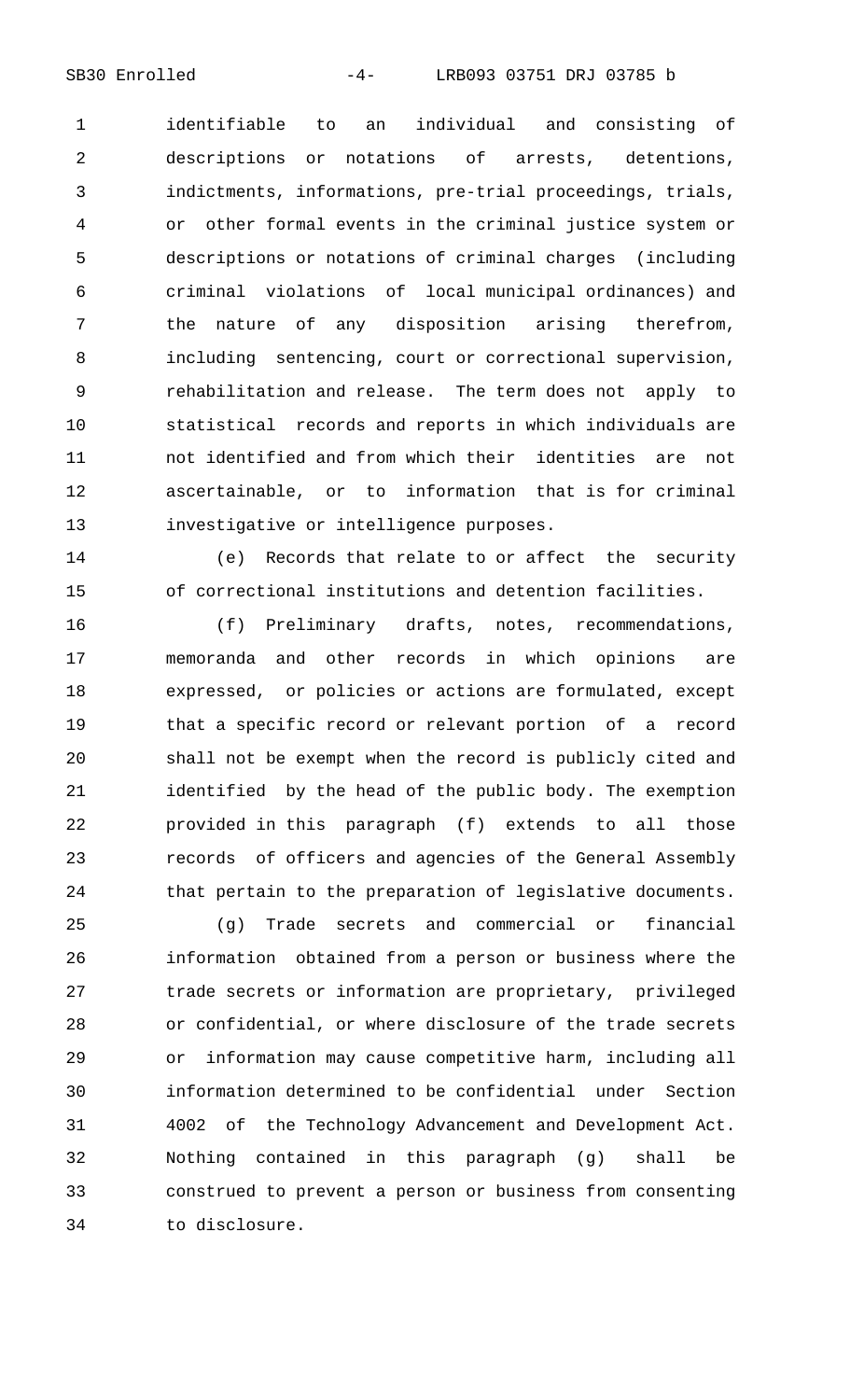identifiable to an individual and consisting of descriptions or notations of arrests, detentions, indictments, informations, pre-trial proceedings, trials, or other formal events in the criminal justice system or descriptions or notations of criminal charges (including criminal violations of local municipal ordinances) and the nature of any disposition arising therefrom, including sentencing, court or correctional supervision, rehabilitation and release. The term does not apply to statistical records and reports in which individuals are not identified and from which their identities are not ascertainable, or to information that is for criminal investigative or intelligence purposes.

(e) Records that relate to or affect the security of correctional institutions and detention facilities.

(f) Preliminary drafts, notes, recommendations, memoranda and other records in which opinions are expressed, or policies or actions are formulated, except that a specific record or relevant portion of a record shall not be exempt when the record is publicly cited and identified by the head of the public body. The exemption provided in this paragraph (f) extends to all those records of officers and agencies of the General Assembly that pertain to the preparation of legislative documents.

(g) Trade secrets and commercial or financial information obtained from a person or business where the trade secrets or information are proprietary, privileged or confidential, or where disclosure of the trade secrets or information may cause competitive harm, including all information determined to be confidential under Section 4002 of the Technology Advancement and Development Act. Nothing contained in this paragraph (g) shall be construed to prevent a person or business from consenting to disclosure.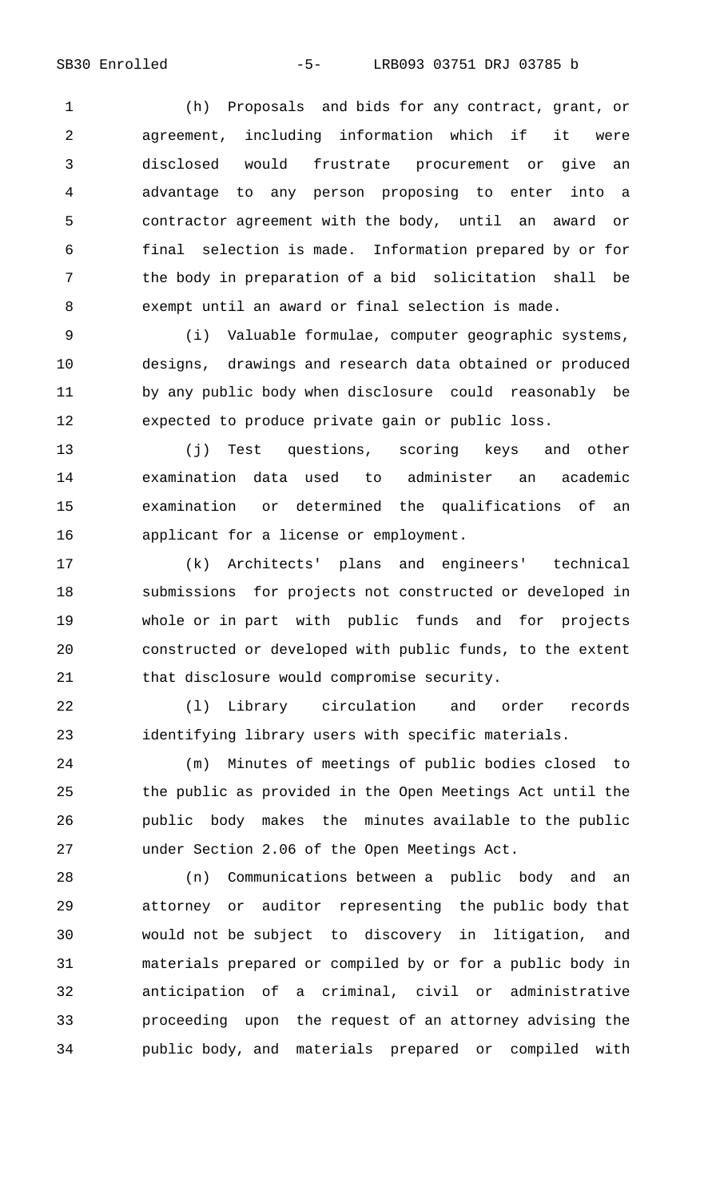(h) Proposals and bids for any contract, grant, or agreement, including information which if it were disclosed would frustrate procurement or give an advantage to any person proposing to enter into a contractor agreement with the body, until an award or final selection is made. Information prepared by or for the body in preparation of a bid solicitation shall be exempt until an award or final selection is made.

(i) Valuable formulae, computer geographic systems, designs, drawings and research data obtained or produced by any public body when disclosure could reasonably be expected to produce private gain or public loss.

(j) Test questions, scoring keys and other examination data used to administer an academic examination or determined the qualifications of an applicant for a license or employment.

(k) Architects' plans and engineers' technical submissions for projects not constructed or developed in whole or in part with public funds and for projects constructed or developed with public funds, to the extent that disclosure would compromise security.

(l) Library circulation and order records identifying library users with specific materials.

(m) Minutes of meetings of public bodies closed to the public as provided in the Open Meetings Act until the public body makes the minutes available to the public under Section 2.06 of the Open Meetings Act.

(n) Communications between a public body and an attorney or auditor representing the public body that would not be subject to discovery in litigation, and materials prepared or compiled by or for a public body in anticipation of a criminal, civil or administrative proceeding upon the request of an attorney advising the public body, and materials prepared or compiled with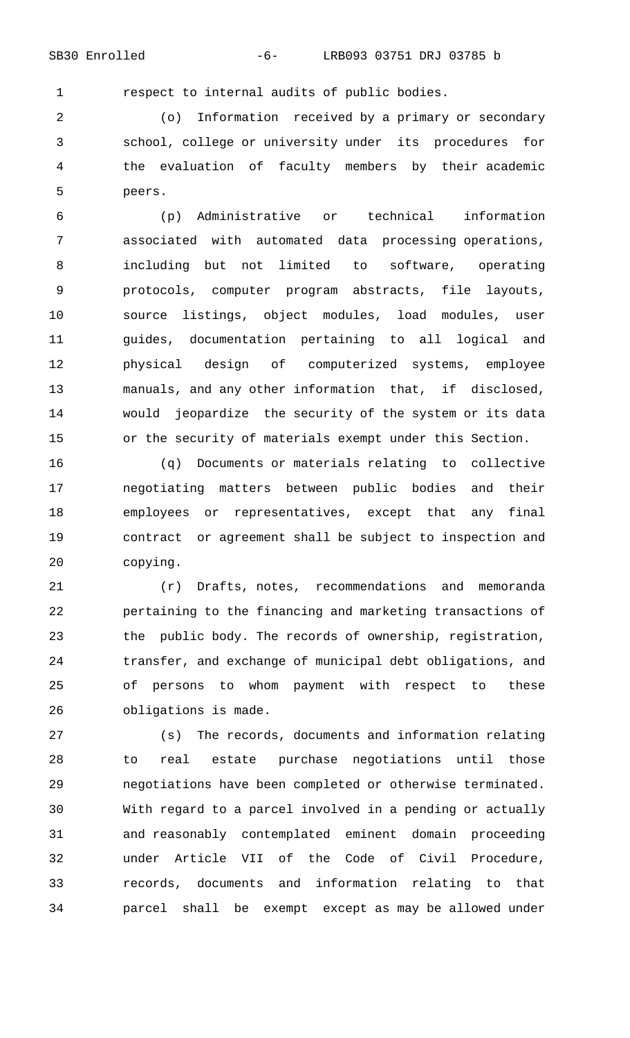respect to internal audits of public bodies.

(o) Information received by a primary or secondary school, college or university under its procedures for the evaluation of faculty members by their academic peers.

(p) Administrative or technical information associated with automated data processing operations, including but not limited to software, operating protocols, computer program abstracts, file layouts, source listings, object modules, load modules, user guides, documentation pertaining to all logical and physical design of computerized systems, employee manuals, and any other information that, if disclosed, would jeopardize the security of the system or its data or the security of materials exempt under this Section.

(q) Documents or materials relating to collective negotiating matters between public bodies and their employees or representatives, except that any final contract or agreement shall be subject to inspection and copying.

(r) Drafts, notes, recommendations and memoranda pertaining to the financing and marketing transactions of the public body. The records of ownership, registration, transfer, and exchange of municipal debt obligations, and of persons to whom payment with respect to these obligations is made.

(s) The records, documents and information relating to real estate purchase negotiations until those negotiations have been completed or otherwise terminated. With regard to a parcel involved in a pending or actually and reasonably contemplated eminent domain proceeding under Article VII of the Code of Civil Procedure, records, documents and information relating to that parcel shall be exempt except as may be allowed under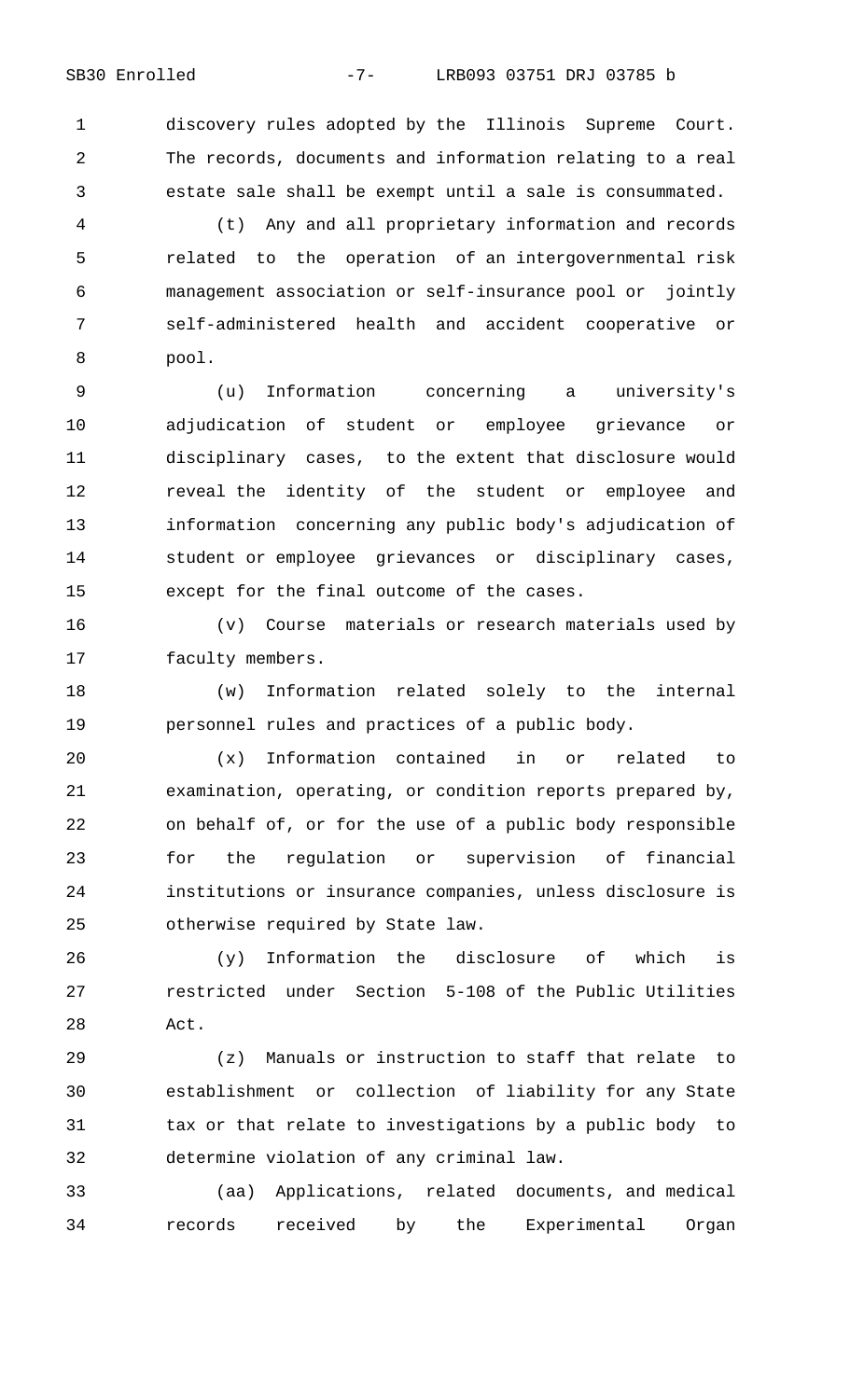discovery rules adopted by the Illinois Supreme Court. The records, documents and information relating to a real estate sale shall be exempt until a sale is consummated.

(t) Any and all proprietary information and records related to the operation of an intergovernmental risk management association or self-insurance pool or jointly self-administered health and accident cooperative or pool.

(u) Information concerning a university's adjudication of student or employee grievance or disciplinary cases, to the extent that disclosure would reveal the identity of the student or employee and information concerning any public body's adjudication of student or employee grievances or disciplinary cases, except for the final outcome of the cases.

(v) Course materials or research materials used by faculty members.

(w) Information related solely to the internal personnel rules and practices of a public body.

(x) Information contained in or related to examination, operating, or condition reports prepared by, on behalf of, or for the use of a public body responsible for the regulation or supervision of financial institutions or insurance companies, unless disclosure is otherwise required by State law.

(y) Information the disclosure of which is restricted under Section 5-108 of the Public Utilities Act.

(z) Manuals or instruction to staff that relate to establishment or collection of liability for any State tax or that relate to investigations by a public body to determine violation of any criminal law.

(aa) Applications, related documents, and medical records received by the Experimental Organ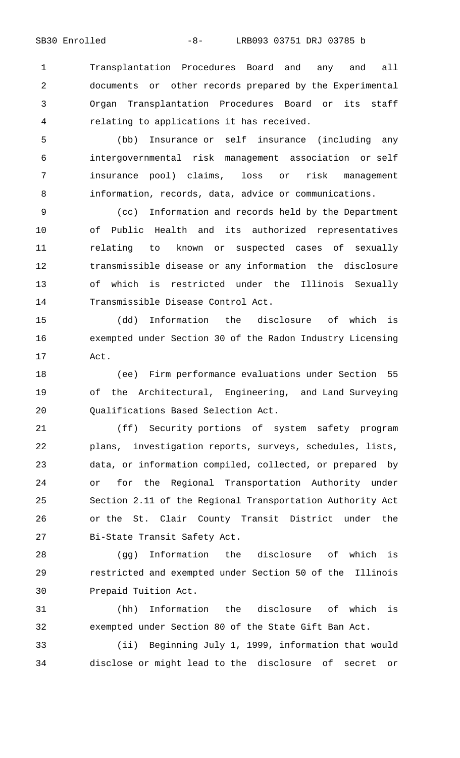Transplantation Procedures Board and any and all documents or other records prepared by the Experimental Organ Transplantation Procedures Board or its staff relating to applications it has received.

(bb) Insurance or self insurance (including any intergovernmental risk management association or self insurance pool) claims, loss or risk management information, records, data, advice or communications.

(cc) Information and records held by the Department of Public Health and its authorized representatives relating to known or suspected cases of sexually transmissible disease or any information the disclosure of which is restricted under the Illinois Sexually Transmissible Disease Control Act.

(dd) Information the disclosure of which is exempted under Section 30 of the Radon Industry Licensing Act.

(ee) Firm performance evaluations under Section 55 of the Architectural, Engineering, and Land Surveying Qualifications Based Selection Act.

(ff) Security portions of system safety program plans, investigation reports, surveys, schedules, lists, data, or information compiled, collected, or prepared by or for the Regional Transportation Authority under Section 2.11 of the Regional Transportation Authority Act or the St. Clair County Transit District under the Bi-State Transit Safety Act.

(gg) Information the disclosure of which is restricted and exempted under Section 50 of the Illinois Prepaid Tuition Act.

(hh) Information the disclosure of which is exempted under Section 80 of the State Gift Ban Act.

(ii) Beginning July 1, 1999, information that would disclose or might lead to the disclosure of secret or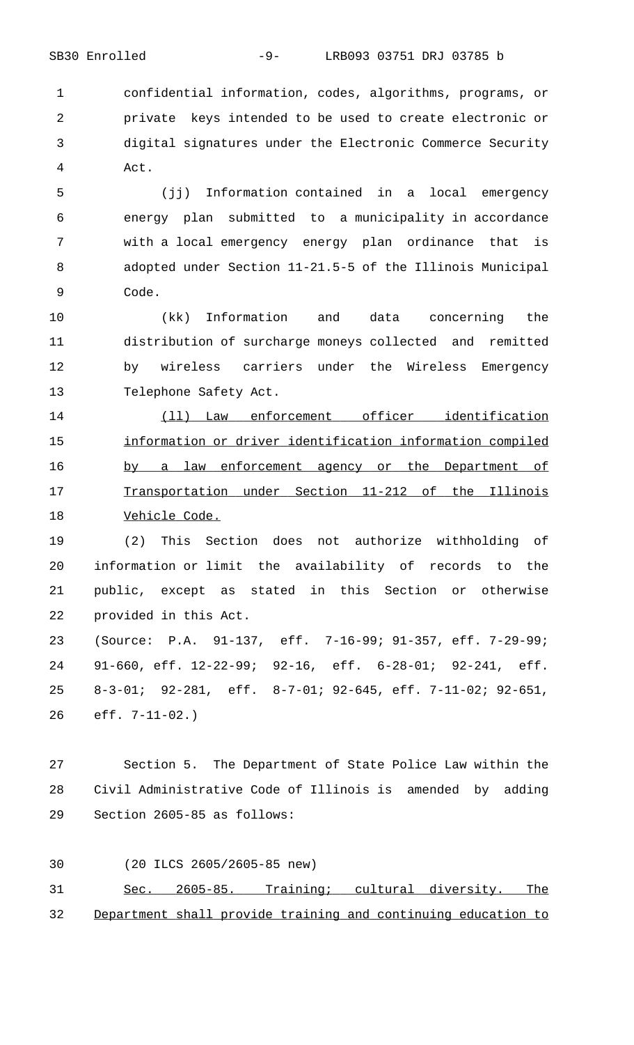confidential information, codes, algorithms, programs, or private keys intended to be used to create electronic or digital signatures under the Electronic Commerce Security Act.

(jj) Information contained in a local emergency energy plan submitted to a municipality in accordance with a local emergency energy plan ordinance that is adopted under Section 11-21.5-5 of the Illinois Municipal Code.

(kk) Information and data concerning the distribution of surcharge moneys collected and remitted by wireless carriers under the Wireless Emergency Telephone Safety Act.

<u>(ll) Law enforcement officer identification information or driver identification information compiled by a law enforcement agency or the Department of Transportation under Section 11-212 of the Illinois Vehicle Code.</u>

(2) This Section does not authorize withholding of information or limit the availability of records to the public, except as stated in this Section or otherwise provided in this Act.

(Source: P.A. 91-137, eff. 7-16-99; 91-357, eff. 7-29-99; 91-660, eff. 12-22-99; 92-16, eff. 6-28-01; 92-241, eff. 8-3-01; 92-281, eff. 8-7-01; 92-645, eff. 7-11-02; 92-651, eff. 7-11-02.)

Section 5. The Department of State Police Law within the Civil Administrative Code of Illinois is amended by adding Section 2605-85 as follows:

(20 ILCS 2605/2605-85 new)

<u>Sec. 2605-85. Training; cultural diversity. The Department shall provide training and continuing education to</u>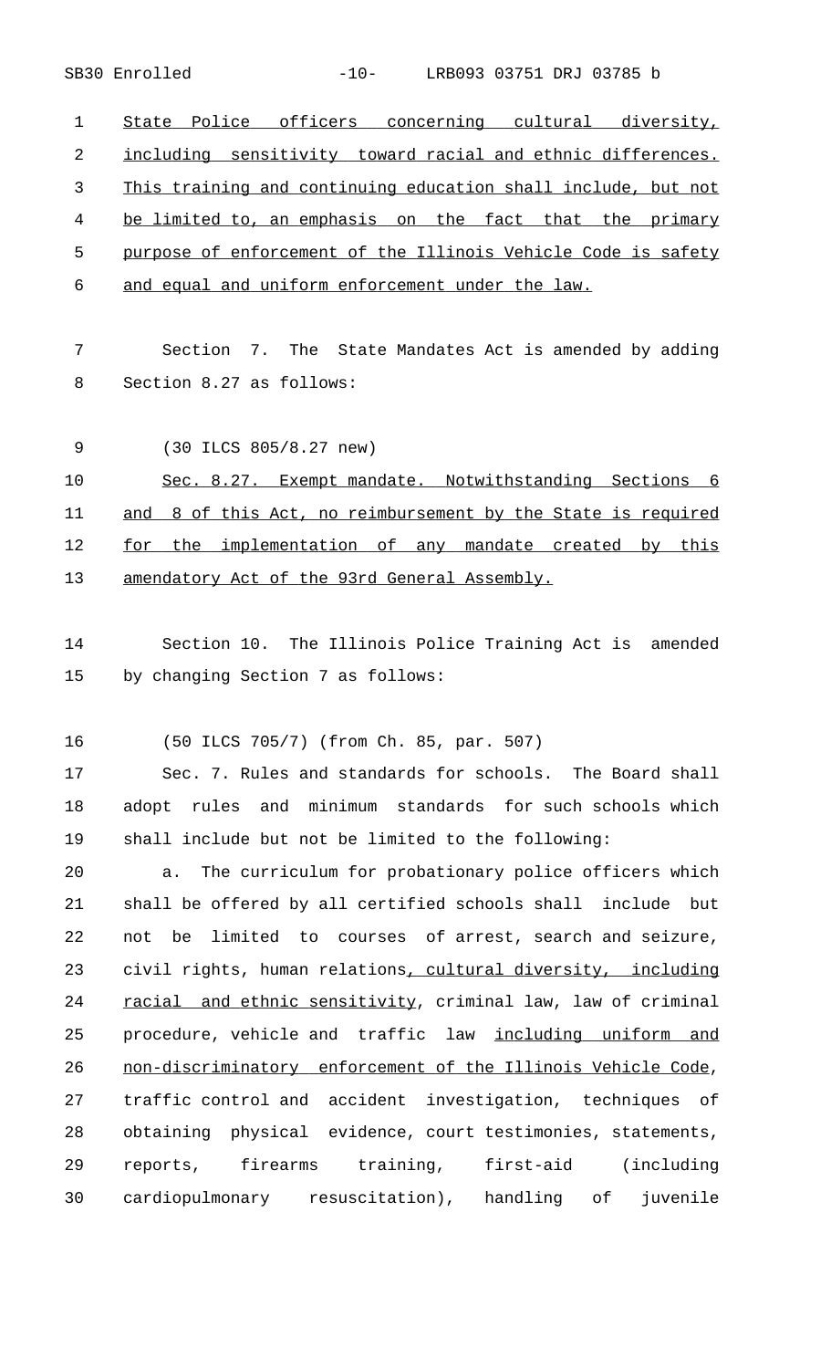State Police officers concerning cultural diversity, including sensitivity toward racial and ethnic differences. This training and continuing education shall include, but not be limited to, an emphasis on the fact that the primary purpose of enforcement of the Illinois Vehicle Code is safety and equal and uniform enforcement under the law.

Section 7. The State Mandates Act is amended by adding Section 8.27 as follows:

(30 ILCS 805/8.27 new)

Sec. 8.27. Exempt mandate. Notwithstanding Sections 6 and 8 of this Act, no reimbursement by the State is required for the implementation of any mandate created by this amendatory Act of the 93rd General Assembly.

Section 10. The Illinois Police Training Act is amended by changing Section 7 as follows:

(50 ILCS 705/7) (from Ch. 85, par. 507)

Sec. 7. Rules and standards for schools. The Board shall adopt rules and minimum standards for such schools which shall include but not be limited to the following:

a. The curriculum for probationary police officers which shall be offered by all certified schools shall include but not be limited to courses of arrest, search and seizure, civil rights, human relations, cultural diversity, including racial and ethnic sensitivity, criminal law, law of criminal procedure, vehicle and traffic law including uniform and non-discriminatory enforcement of the Illinois Vehicle Code, traffic control and accident investigation, techniques of obtaining physical evidence, court testimonies, statements, reports, firearms training, first-aid (including cardiopulmonary resuscitation), handling of juvenile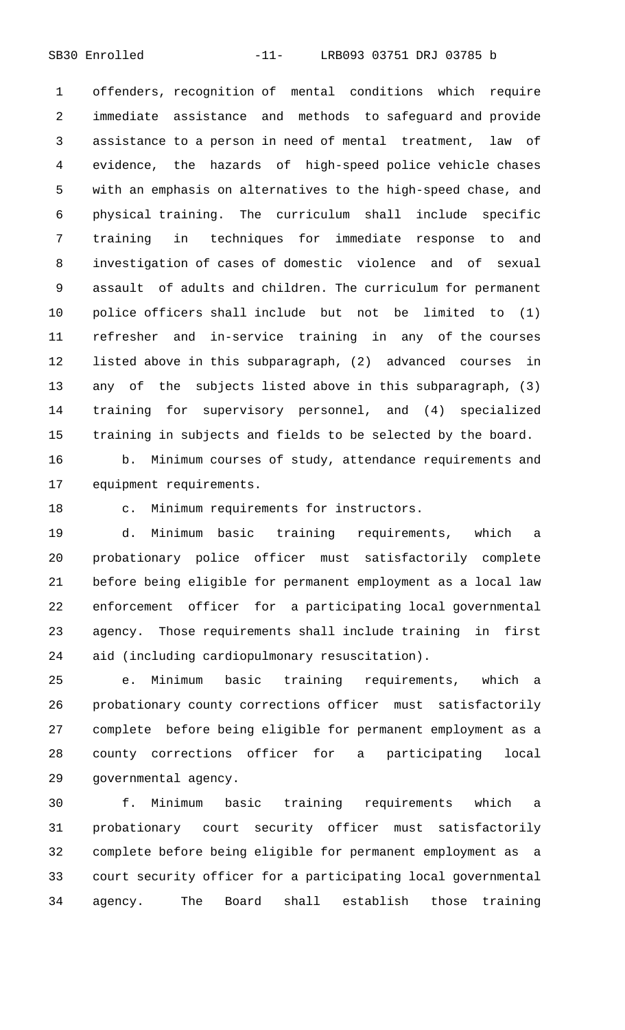offenders, recognition of mental conditions which require immediate assistance and methods to safeguard and provide assistance to a person in need of mental treatment, law of evidence, the hazards of high-speed police vehicle chases with an emphasis on alternatives to the high-speed chase, and physical training. The curriculum shall include specific training in techniques for immediate response to and investigation of cases of domestic violence and of sexual assault of adults and children. The curriculum for permanent police officers shall include but not be limited to (1) refresher and in-service training in any of the courses listed above in this subparagraph, (2) advanced courses in any of the subjects listed above in this subparagraph, (3) training for supervisory personnel, and (4) specialized training in subjects and fields to be selected by the board.

b. Minimum courses of study, attendance requirements and equipment requirements.

c. Minimum requirements for instructors.

d. Minimum basic training requirements, which a probationary police officer must satisfactorily complete before being eligible for permanent employment as a local law enforcement officer for a participating local governmental agency. Those requirements shall include training in first aid (including cardiopulmonary resuscitation).

e. Minimum basic training requirements, which a probationary county corrections officer must satisfactorily complete before being eligible for permanent employment as a county corrections officer for a participating local governmental agency.

f. Minimum basic training requirements which a probationary court security officer must satisfactorily complete before being eligible for permanent employment as a court security officer for a participating local governmental agency. The Board shall establish those training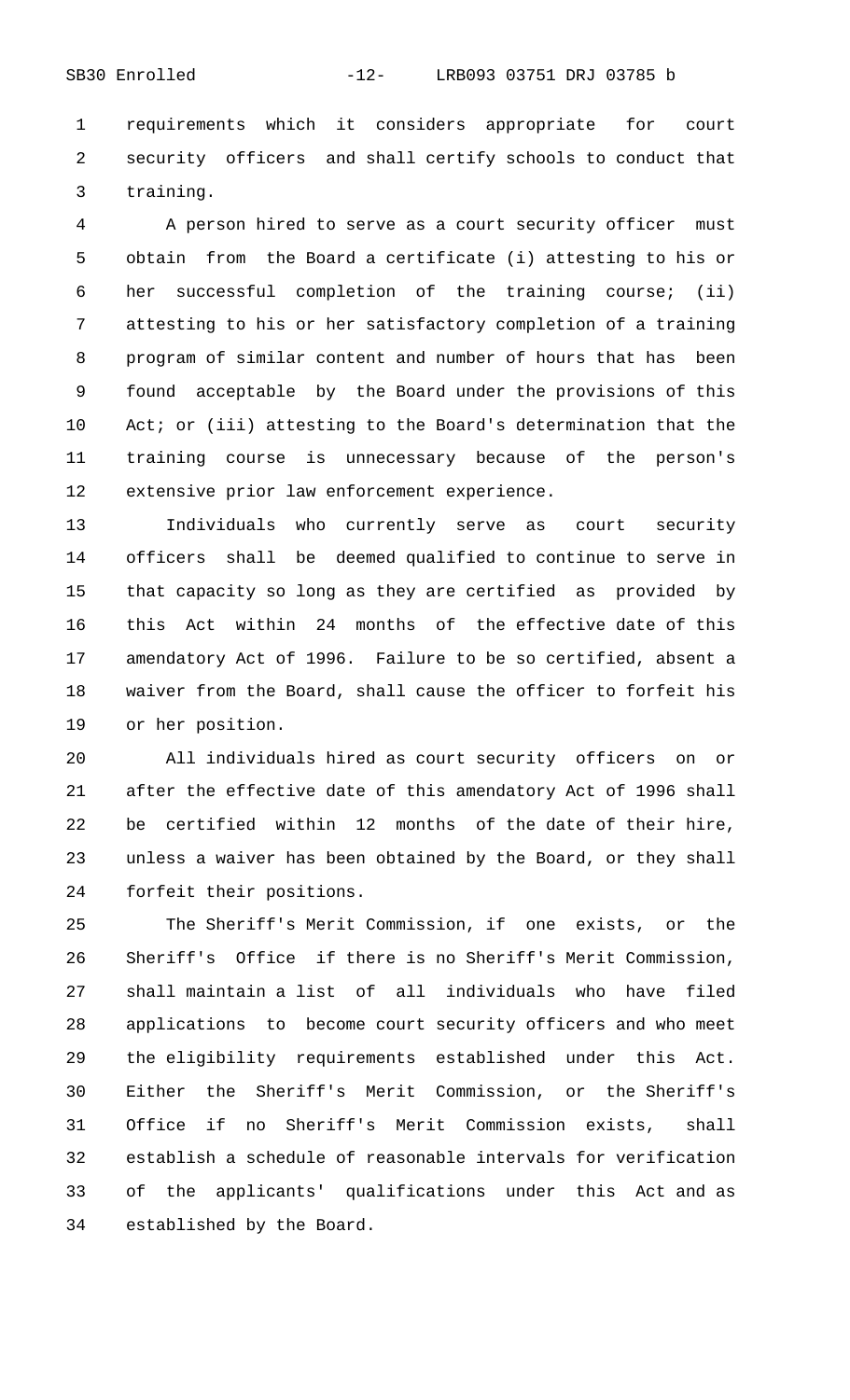requirements which it considers appropriate for court security officers and shall certify schools to conduct that training.

A person hired to serve as a court security officer must obtain from the Board a certificate (i) attesting to his or her successful completion of the training course; (ii) attesting to his or her satisfactory completion of a training program of similar content and number of hours that has been found acceptable by the Board under the provisions of this Act; or (iii) attesting to the Board's determination that the training course is unnecessary because of the person's extensive prior law enforcement experience.

Individuals who currently serve as court security officers shall be deemed qualified to continue to serve in that capacity so long as they are certified as provided by this Act within 24 months of the effective date of this amendatory Act of 1996. Failure to be so certified, absent a waiver from the Board, shall cause the officer to forfeit his or her position.

All individuals hired as court security officers on or after the effective date of this amendatory Act of 1996 shall be certified within 12 months of the date of their hire, unless a waiver has been obtained by the Board, or they shall forfeit their positions.

The Sheriff's Merit Commission, if one exists, or the Sheriff's Office if there is no Sheriff's Merit Commission, shall maintain a list of all individuals who have filed applications to become court security officers and who meet the eligibility requirements established under this Act. Either the Sheriff's Merit Commission, or the Sheriff's Office if no Sheriff's Merit Commission exists, shall establish a schedule of reasonable intervals for verification of the applicants' qualifications under this Act and as established by the Board.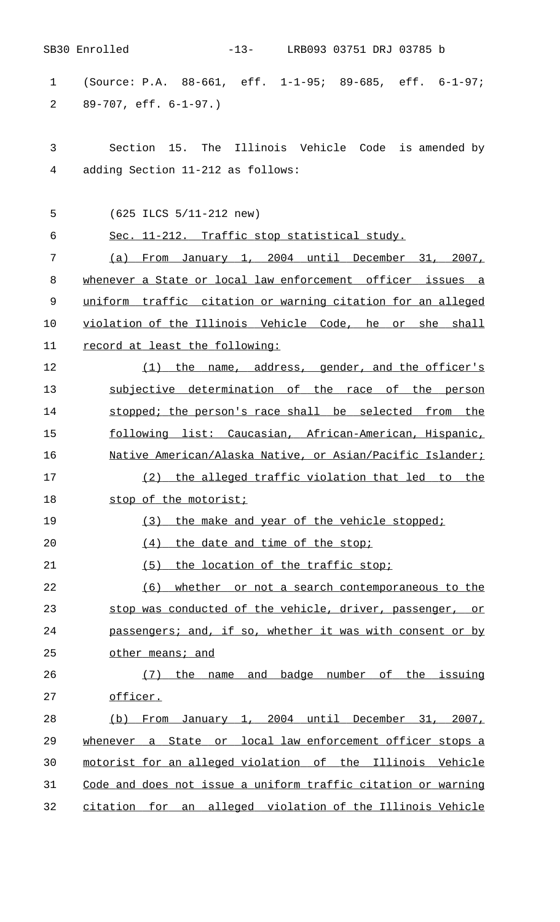(Source: P.A. 88-661, eff. 1-1-95; 89-685, eff. 6-1-97; 89-707, eff. 6-1-97.)

Section 15. The Illinois Vehicle Code is amended by adding Section 11-212 as follows:

(625 ILCS 5/11-212 new)

Sec. 11-212. Traffic stop statistical study.

(a) From January 1, 2004 until December 31, 2007, whenever a State or local law enforcement officer issues a uniform traffic citation or warning citation for an alleged violation of the Illinois Vehicle Code, he or she shall record at least the following:

(1) the name, address, gender, and the officer's subjective determination of the race of the person stopped; the person's race shall be selected from the following list: Caucasian, African-American, Hispanic, Native American/Alaska Native, or Asian/Pacific Islander;

(2) the alleged traffic violation that led to the stop of the motorist;

(3) the make and year of the vehicle stopped;

(4) the date and time of the stop;

(5) the location of the traffic stop;

(6) whether or not a search contemporaneous to the stop was conducted of the vehicle, driver, passenger, or passengers; and, if so, whether it was with consent or by other means; and

(7) the name and badge number of the issuing officer.

(b) From January 1, 2004 until December 31, 2007, whenever a State or local law enforcement officer stops a motorist for an alleged violation of the Illinois Vehicle Code and does not issue a uniform traffic citation or warning citation for an alleged violation of the Illinois Vehicle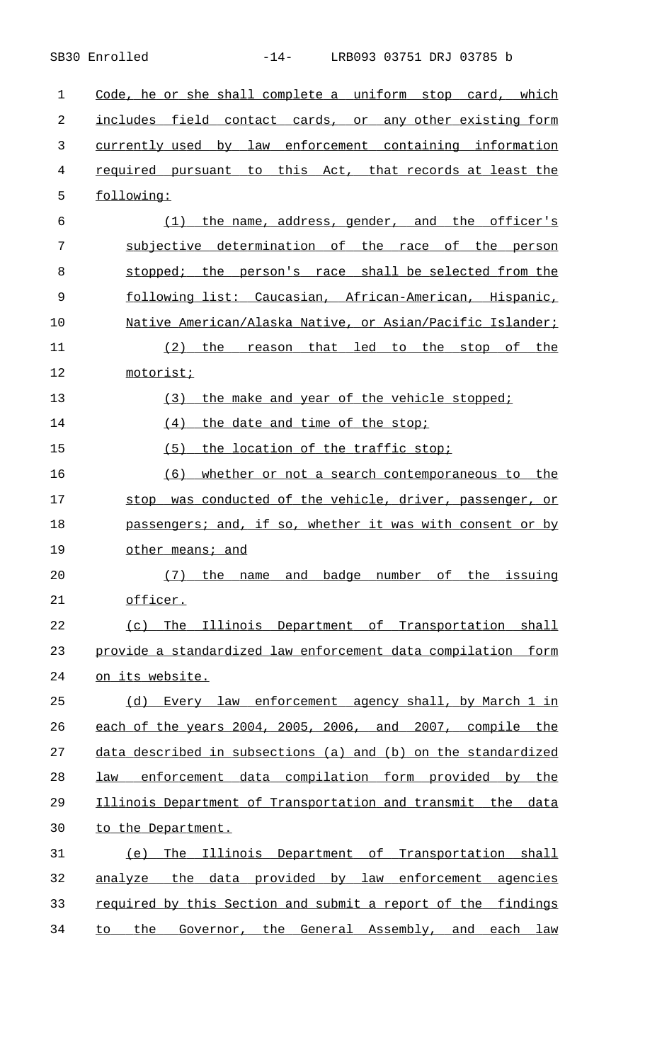Code, he or she shall complete a uniform stop card, which includes field contact cards, or any other existing form currently used by law enforcement containing information required pursuant to this Act, that records at least the following:

(1) the name, address, gender, and the officer's subjective determination of the race of the person stopped; the person's race shall be selected from the following list: Caucasian, African-American, Hispanic, Native American/Alaska Native, or Asian/Pacific Islander;

(2) the reason that led to the stop of the motorist;

(3) the make and year of the vehicle stopped;

(4) the date and time of the stop;

(5) the location of the traffic stop;

(6) whether or not a search contemporaneous to the stop was conducted of the vehicle, driver, passenger, or passengers; and, if so, whether it was with consent or by other means; and

(7) the name and badge number of the issuing officer.

(c) The Illinois Department of Transportation shall provide a standardized law enforcement data compilation form on its website.

(d) Every law enforcement agency shall, by March 1 in each of the years 2004, 2005, 2006, and 2007, compile the data described in subsections (a) and (b) on the standardized law enforcement data compilation form provided by the Illinois Department of Transportation and transmit the data to the Department.

(e) The Illinois Department of Transportation shall analyze the data provided by law enforcement agencies required by this Section and submit a report of the findings to the Governor, the General Assembly, and each law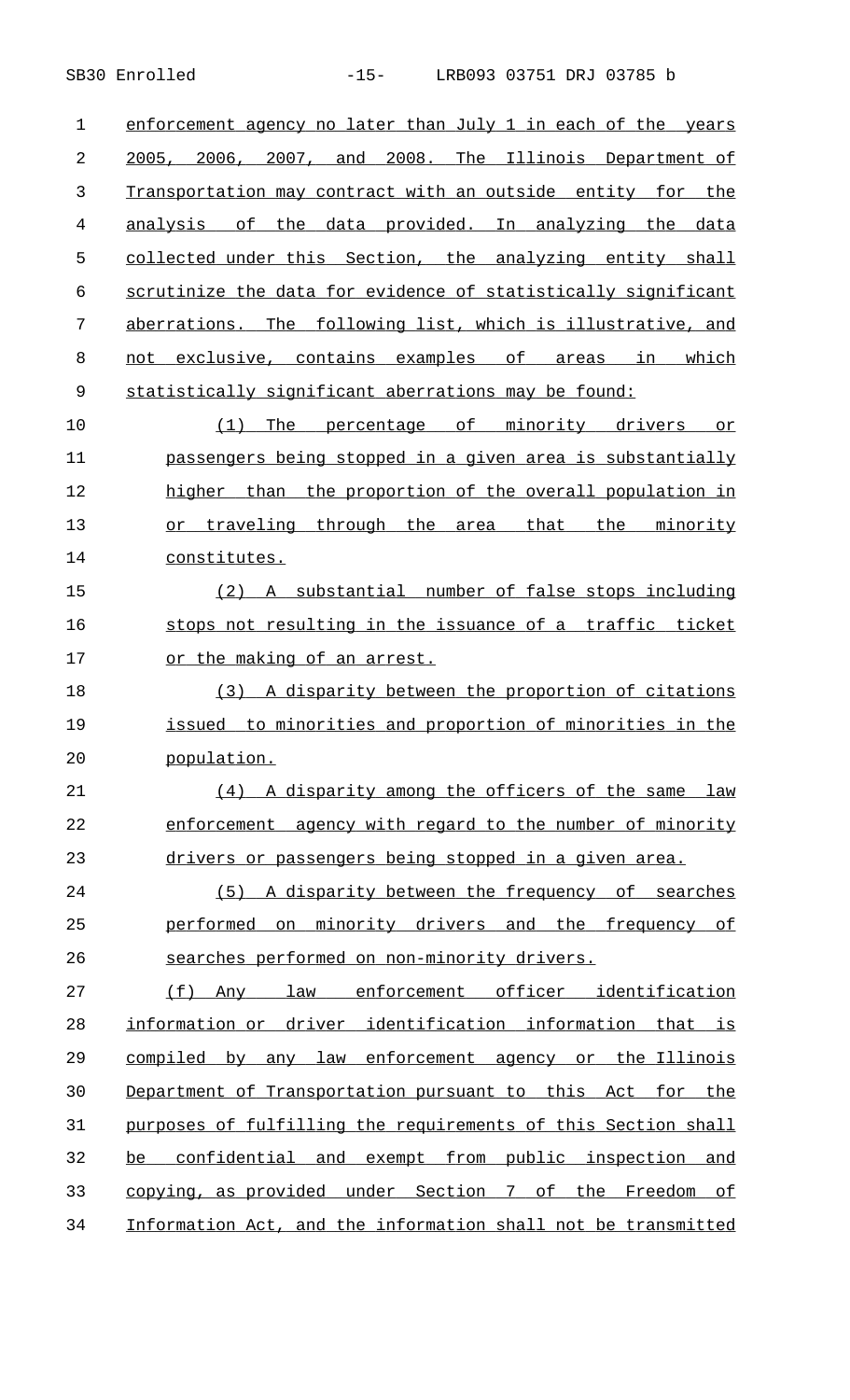enforcement agency no later than July 1 in each of the years 2005, 2006, 2007, and 2008. The Illinois Department of Transportation may contract with an outside entity for the analysis of the data provided. In analyzing the data collected under this Section, the analyzing entity shall scrutinize the data for evidence of statistically significant aberrations. The following list, which is illustrative, and not exclusive, contains examples of areas in which statistically significant aberrations may be found:

(1) The percentage of minority drivers or passengers being stopped in a given area is substantially higher than the proportion of the overall population in or traveling through the area that the minority constitutes.

(2) A substantial number of false stops including stops not resulting in the issuance of a traffic ticket or the making of an arrest.

(3) A disparity between the proportion of citations issued to minorities and proportion of minorities in the population.

(4) A disparity among the officers of the same law enforcement agency with regard to the number of minority drivers or passengers being stopped in a given area.

(5) A disparity between the frequency of searches performed on minority drivers and the frequency of searches performed on non-minority drivers.

(f) Any law enforcement officer identification information or driver identification information that is compiled by any law enforcement agency or the Illinois Department of Transportation pursuant to this Act for the purposes of fulfilling the requirements of this Section shall be confidential and exempt from public inspection and copying, as provided under Section 7 of the Freedom of Information Act, and the information shall not be transmitted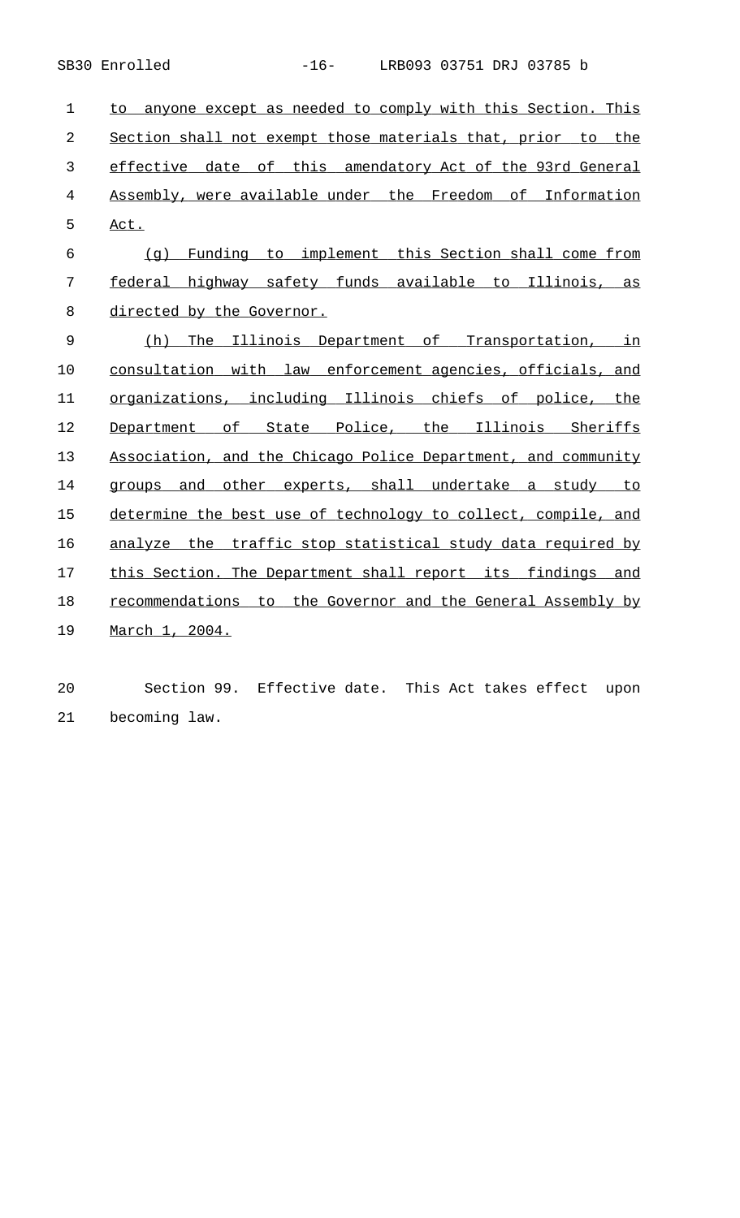to anyone except as needed to comply with this Section. This Section shall not exempt those materials that, prior to the effective date of this amendatory Act of the 93rd General Assembly, were available under the Freedom of Information Act.

(g) Funding to implement this Section shall come from federal highway safety funds available to Illinois, as directed by the Governor.

(h) The Illinois Department of Transportation, in consultation with law enforcement agencies, officials, and organizations, including Illinois chiefs of police, the Department of State Police, the Illinois Sheriffs Association, and the Chicago Police Department, and community groups and other experts, shall undertake a study to determine the best use of technology to collect, compile, and analyze the traffic stop statistical study data required by this Section. The Department shall report its findings and recommendations to the Governor and the General Assembly by March 1, 2004.

Section 99. Effective date. This Act takes effect upon becoming law.